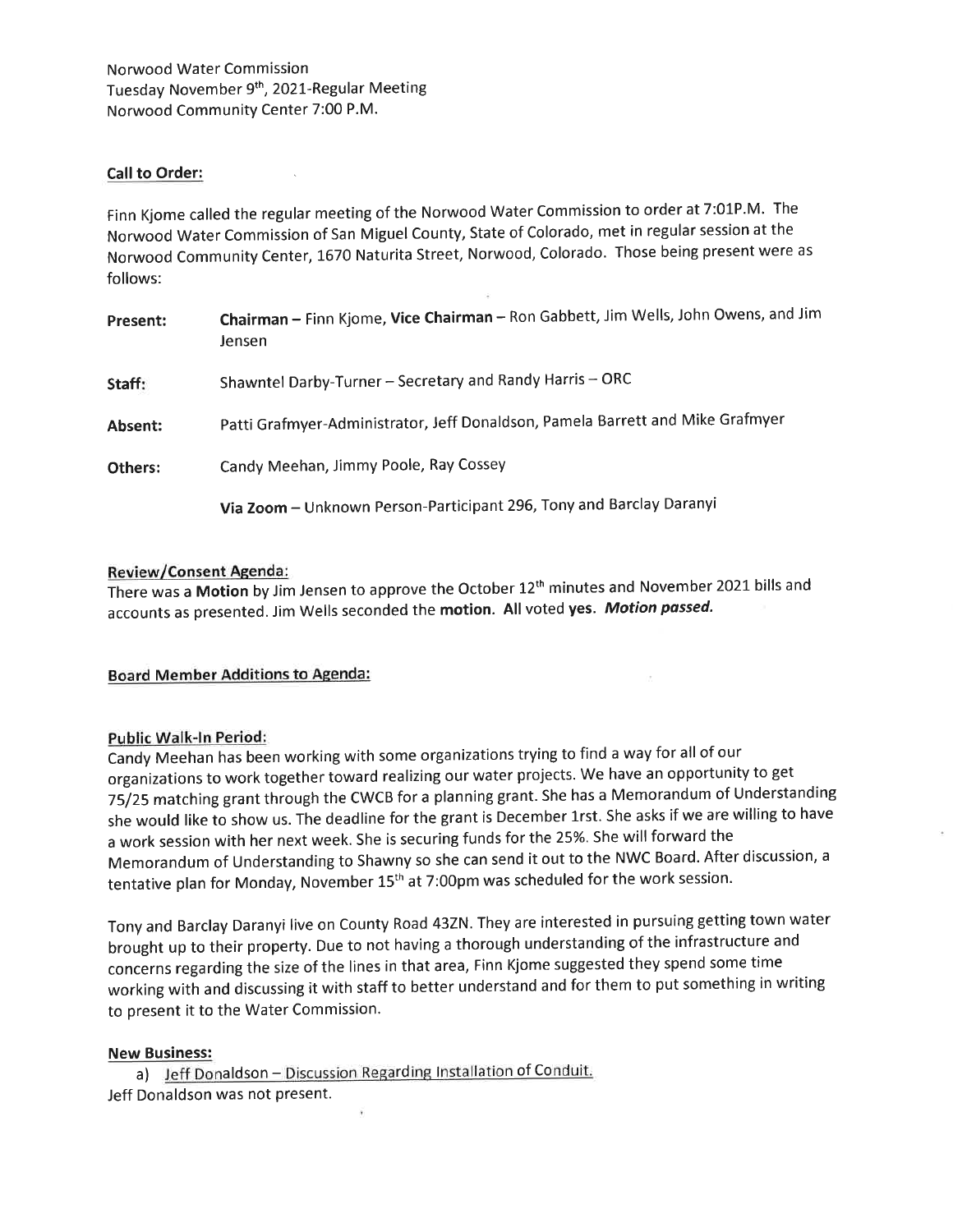Norwood Water Commission
Tuesday November 9th, 2021-Regular Meeting
Norwood Community Center 7:00 P.M.

**Call to Order:**

Finn Kjome called the regular meeting of the Norwood Water Commission to order at 7:01P.M. The Norwood Water Commission of San Miguel County, State of Colorado, met in regular session at the Norwood Community Center, 1670 Naturita Street, Norwood, Colorado. Those being present were as follows:

**Present:** **Chairman** – Finn Kjome, **Vice Chairman** – Ron Gabbett, Jim Wells, John Owens, and Jim Jensen

**Staff:** Shawntel Darby-Turner – Secretary and Randy Harris – ORC

**Absent:** Patti Grafmyer-Administrator, Jeff Donaldson, Pamela Barrett and Mike Grafmyer

**Others:** Candy Meehan, Jimmy Poole, Ray Cossey

**Via Zoom** – Unknown Person-Participant 296, Tony and Barclay Daranyi

**Review/Consent Agenda:**

There was a **Motion** by Jim Jensen to approve the October 12th minutes and November 2021 bills and accounts as presented. Jim Wells seconded the **motion. All** voted **yes.** ***Motion passed.***

**Board Member Additions to Agenda:**

**Public Walk-In Period:**

Candy Meehan has been working with some organizations trying to find a way for all of our organizations to work together toward realizing our water projects. We have an opportunity to get 75/25 matching grant through the CWCB for a planning grant. She has a Memorandum of Understanding she would like to show us. The deadline for the grant is December 1rst. She asks if we are willing to have a work session with her next week. She is securing funds for the 25%. She will forward the Memorandum of Understanding to Shawny so she can send it out to the NWC Board. After discussion, a tentative plan for Monday, November 15th at 7:00pm was scheduled for the work session.

Tony and Barclay Daranyi live on County Road 43ZN. They are interested in pursuing getting town water brought up to their property. Due to not having a thorough understanding of the infrastructure and concerns regarding the size of the lines in that area, Finn Kjome suggested they spend some time working with and discussing it with staff to better understand and for them to put something in writing to present it to the Water Commission.

**New Business:**

a) Jeff Donaldson – Discussion Regarding Installation of Conduit.

Jeff Donaldson was not present.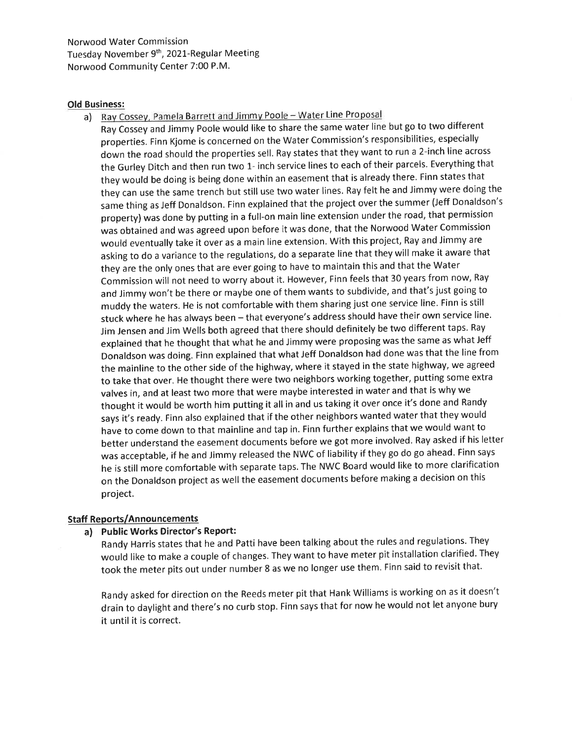Norwood Water Commission
Tuesday November 9th, 2021-Regular Meeting
Norwood Community Center 7:00 P.M.

**Old Business:**

a) Ray Cossey, Pamela Barrett and Jimmy Poole – Water Line Proposal

Ray Cossey and Jimmy Poole would like to share the same water line but go to two different properties. Finn Kjome is concerned on the Water Commission's responsibilities, especially down the road should the properties sell. Ray states that they want to run a 2-inch line across the Gurley Ditch and then run two 1- inch service lines to each of their parcels. Everything that they would be doing is being done within an easement that is already there. Finn states that they can use the same trench but still use two water lines. Ray felt he and Jimmy were doing the same thing as Jeff Donaldson. Finn explained that the project over the summer (Jeff Donaldson's property) was done by putting in a full-on main line extension under the road, that permission was obtained and was agreed upon before it was done, that the Norwood Water Commission would eventually take it over as a main line extension. With this project, Ray and Jimmy are asking to do a variance to the regulations, do a separate line that they will make it aware that they are the only ones that are ever going to have to maintain this and that the Water Commission will not need to worry about it. However, Finn feels that 30 years from now, Ray and Jimmy won't be there or maybe one of them wants to subdivide, and that's just going to muddy the waters. He is not comfortable with them sharing just one service line. Finn is still stuck where he has always been – that everyone's address should have their own service line. Jim Jensen and Jim Wells both agreed that there should definitely be two different taps. Ray explained that he thought that what he and Jimmy were proposing was the same as what Jeff Donaldson was doing. Finn explained that what Jeff Donaldson had done was that the line from the mainline to the other side of the highway, where it stayed in the state highway, we agreed to take that over. He thought there were two neighbors working together, putting some extra valves in, and at least two more that were maybe interested in water and that is why we thought it would be worth him putting it all in and us taking it over once it's done and Randy says it's ready. Finn also explained that if the other neighbors wanted water that they would have to come down to that mainline and tap in. Finn further explains that we would want to better understand the easement documents before we got more involved. Ray asked if his letter was acceptable, if he and Jimmy released the NWC of liability if they go do go ahead. Finn says he is still more comfortable with separate taps. The NWC Board would like to more clarification on the Donaldson project as well the easement documents before making a decision on this project.

**Staff Reports/Announcements**

a) **Public Works Director's Report:**

Randy Harris states that he and Patti have been talking about the rules and regulations. They would like to make a couple of changes. They want to have meter pit installation clarified. They took the meter pits out under number 8 as we no longer use them. Finn said to revisit that.

Randy asked for direction on the Reeds meter pit that Hank Williams is working on as it doesn't drain to daylight and there's no curb stop. Finn says that for now he would not let anyone bury it until it is correct.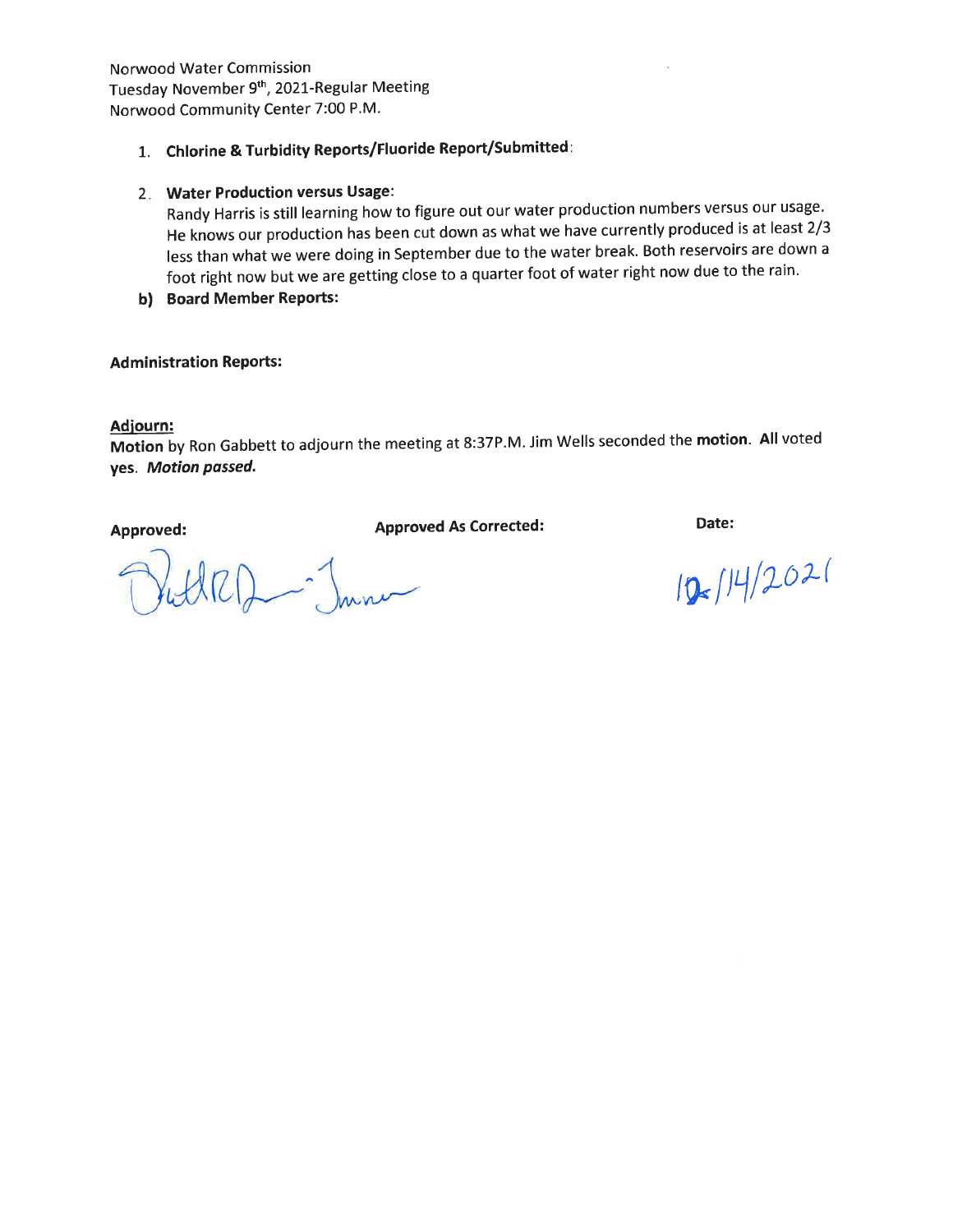Norwood Water Commission
Tuesday November 9th, 2021-Regular Meeting
Norwood Community Center 7:00 P.M.

1. **Chlorine & Turbidity Reports/Fluoride Report/Submitted**:

2. **Water Production versus Usage**:
   Randy Harris is still learning how to figure out our water production numbers versus our usage. He knows our production has been cut down as what we have currently produced is at least 2/3 less than what we were doing in September due to the water break. Both reservoirs are down a foot right now but we are getting close to a quarter foot of water right now due to the rain.

**b) Board Member Reports:**

**Administration Reports:**

**Adjourn:**

**Motion** by Ron Gabbett to adjourn the meeting at 8:37P.M. Jim Wells seconded the **motion**. **All** voted **yes**. ***Motion passed.***

**Approved:** [signature] | **Approved As Corrected:** | **Date:** 12/14/2021